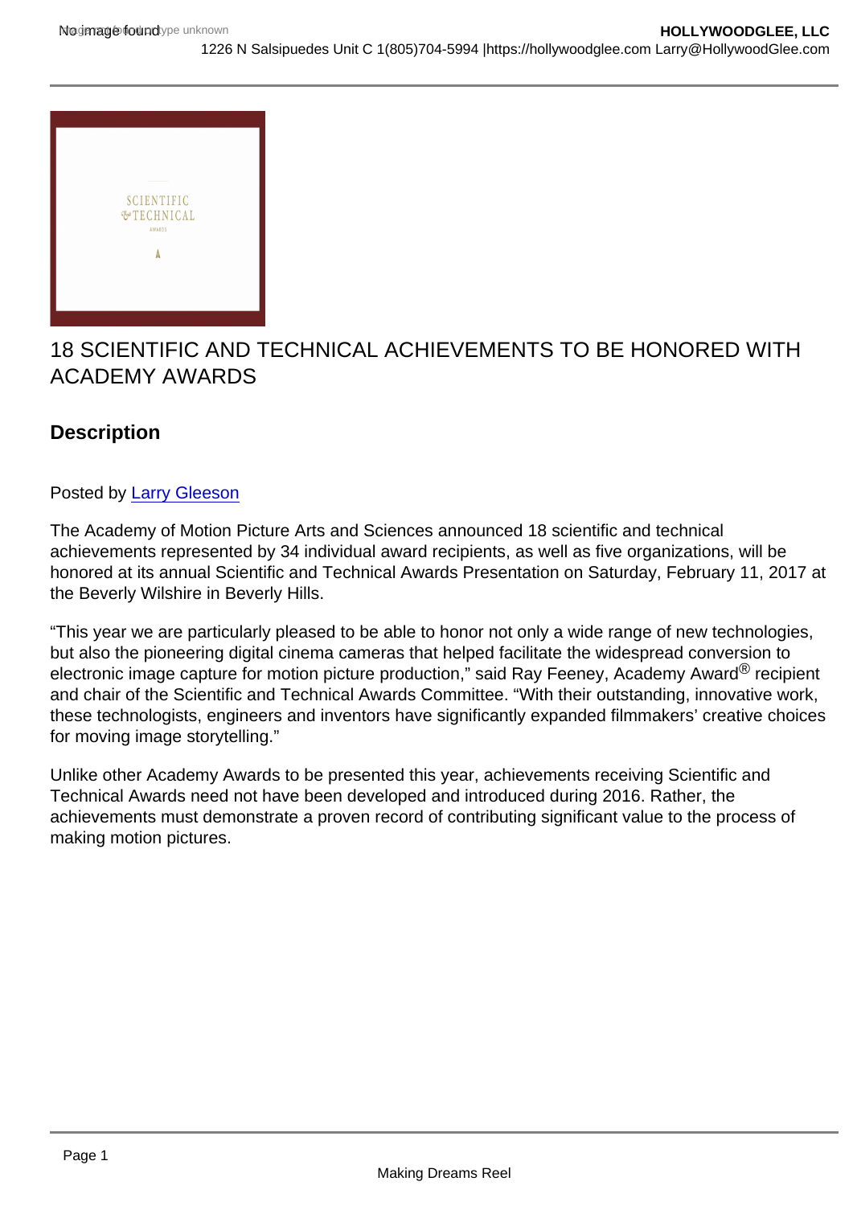# 18 SCIENTIFIC AND TECHNICAL ACHIEVEMENTS TO BE HONORED WITH ACADEMY AWARDS

## Description

Posted by Larry Gleeson

The Academy of Motion Picture Arts and Sciences announced 18 scientific and technical achievements represented by 34 individual award recipients, as well as five organizations, will be honored at its annual Scientific and Technical Awards Presentation on Saturday, February 11, 2017 at the Beverly Wilshire in Beverly Hills.

"This year we are particularly pleased to be able to honor not only a wide range of new technologies, but also the pioneering digital cinema cameras that helped facilitate the widespread conversion to electronic image capture for motion picture production," said Ray Feeney, Academy Award® recipient and chair of the Scientific and Technical Awards Committee. "With their outstanding, innovative work, these technologists, engineers and inventors have significantly expanded filmmakers' creative choices for moving image storytelling."

Unlike other Academy Awards to be presented this year, achievements receiving Scientific and Technical Awards need not have been developed and introduced during 2016. Rather, the achievements must demonstrate a proven record of contributing significant value to the process of making motion pictures.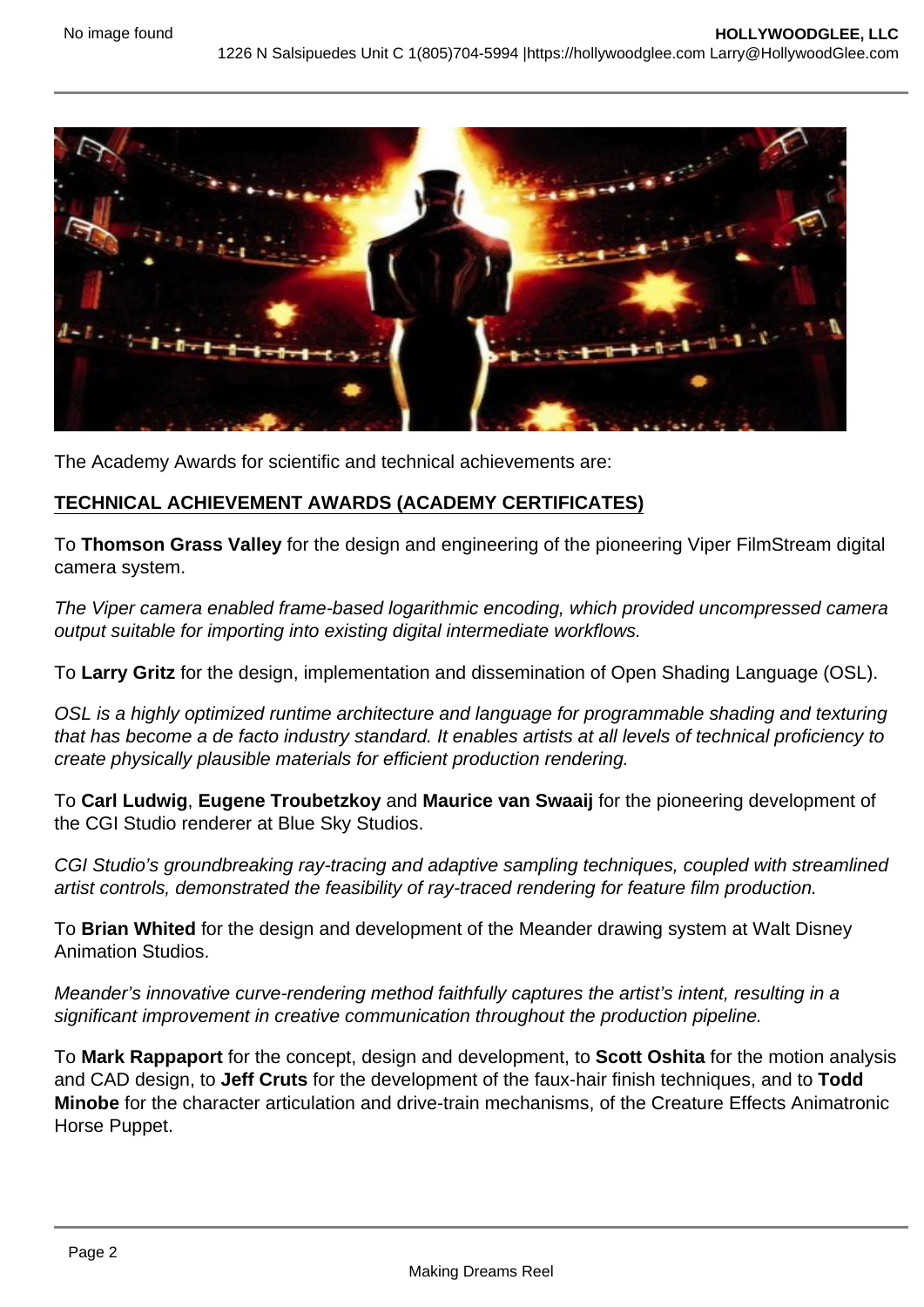The Academy Awards for scientific and technical achievements are:

**TECHNICAL ACHIEVEMENT AWARDS (ACADEMY CERTIFICATES)**

To **Thomson Grass Valley** for the design and engineering of the pioneering Viper FilmStream digital camera system.

*The Viper camera enabled frame-based logarithmic encoding, which provided uncompressed camera output suitable for importing into existing digital intermediate workflows.*

To **Larry Gritz** for the design, implementation and dissemination of Open Shading Language (OSL).

*OSL is a highly optimized runtime architecture and language for programmable shading and texturing that has become a de facto industry standard. It enables artists at all levels of technical proficiency to create physically plausible materials for efficient production rendering.*

To **Carl Ludwig**, **Eugene Troubetzkoy** and **Maurice van Swaaij** for the pioneering development of the CGI Studio renderer at Blue Sky Studios.

*CGI Studio's groundbreaking ray-tracing and adaptive sampling techniques, coupled with streamlined artist controls, demonstrated the feasibility of ray-traced rendering for feature film production.*

To **Brian Whited** for the design and development of the Meander drawing system at Walt Disney Animation Studios.

*Meander's innovative curve-rendering method faithfully captures the artist's intent, resulting in a significant improvement in creative communication throughout the production pipeline.*

To **Mark Rappaport** for the concept, design and development, to **Scott Oshita** for the motion analysis and CAD design, to **Jeff Cruts** for the development of the faux-hair finish techniques, and to **Todd Minobe** for the character articulation and drive-train mechanisms, of the Creature Effects Animatronic Horse Puppet.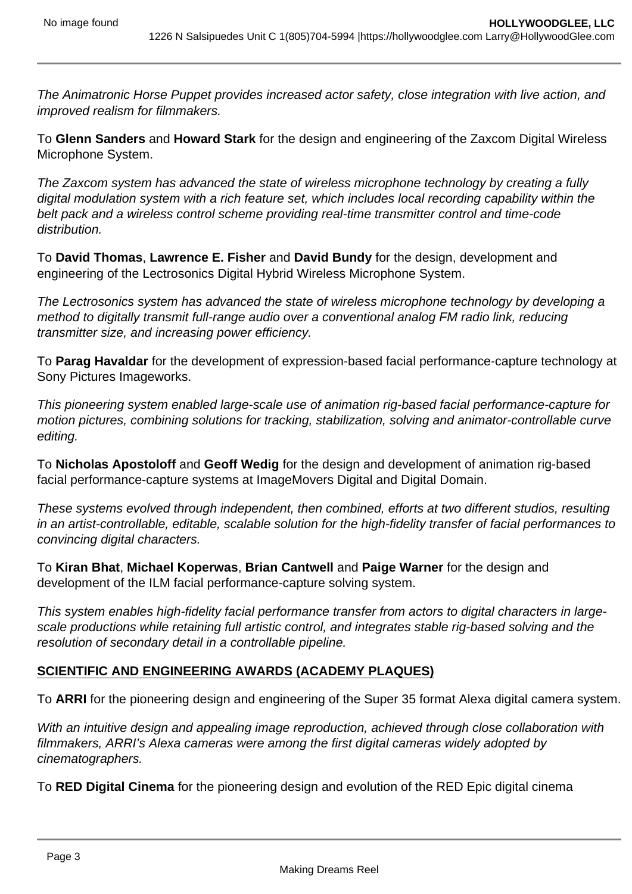*The Animatronic Horse Puppet provides increased actor safety, close integration with live action, and improved realism for filmmakers.*

To **Glenn Sanders** and **Howard Stark** for the design and engineering of the Zaxcom Digital Wireless Microphone System.

*The Zaxcom system has advanced the state of wireless microphone technology by creating a fully digital modulation system with a rich feature set, which includes local recording capability within the belt pack and a wireless control scheme providing real-time transmitter control and time-code distribution.*

To **David Thomas**, **Lawrence E. Fisher** and **David Bundy** for the design, development and engineering of the Lectrosonics Digital Hybrid Wireless Microphone System.

*The Lectrosonics system has advanced the state of wireless microphone technology by developing a method to digitally transmit full-range audio over a conventional analog FM radio link, reducing transmitter size, and increasing power efficiency.*

To **Parag Havaldar** for the development of expression-based facial performance-capture technology at Sony Pictures Imageworks.

*This pioneering system enabled large-scale use of animation rig-based facial performance-capture for motion pictures, combining solutions for tracking, stabilization, solving and animator-controllable curve editing.*

To **Nicholas Apostoloff** and **Geoff Wedig** for the design and development of animation rig-based facial performance-capture systems at ImageMovers Digital and Digital Domain.

*These systems evolved through independent, then combined, efforts at two different studios, resulting in an artist-controllable, editable, scalable solution for the high-fidelity transfer of facial performances to convincing digital characters.*

To **Kiran Bhat**, **Michael Koperwas**, **Brian Cantwell** and **Paige Warner** for the design and development of the ILM facial performance-capture solving system.

*This system enables high-fidelity facial performance transfer from actors to digital characters in large-scale productions while retaining full artistic control, and integrates stable rig-based solving and the resolution of secondary detail in a controllable pipeline.*

**SCIENTIFIC AND ENGINEERING AWARDS (ACADEMY PLAQUES)**

To **ARRI** for the pioneering design and engineering of the Super 35 format Alexa digital camera system.

*With an intuitive design and appealing image reproduction, achieved through close collaboration with filmmakers, ARRI's Alexa cameras were among the first digital cameras widely adopted by cinematographers.*

To **RED Digital Cinema** for the pioneering design and evolution of the RED Epic digital cinema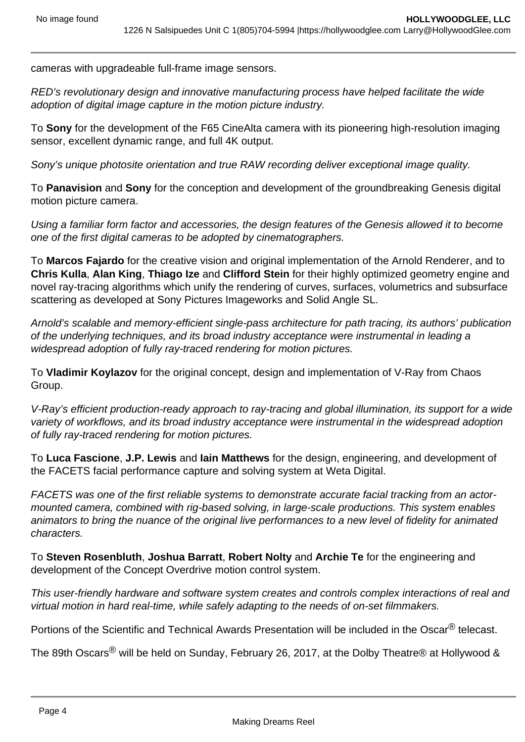cameras with upgradeable full-frame image sensors.

*RED's revolutionary design and innovative manufacturing process have helped facilitate the wide adoption of digital image capture in the motion picture industry.*

To **Sony** for the development of the F65 CineAlta camera with its pioneering high-resolution imaging sensor, excellent dynamic range, and full 4K output.

*Sony's unique photosite orientation and true RAW recording deliver exceptional image quality.*

To **Panavision** and **Sony** for the conception and development of the groundbreaking Genesis digital motion picture camera.

*Using a familiar form factor and accessories, the design features of the Genesis allowed it to become one of the first digital cameras to be adopted by cinematographers.*

To **Marcos Fajardo** for the creative vision and original implementation of the Arnold Renderer, and to **Chris Kulla**, **Alan King**, **Thiago Ize** and **Clifford Stein** for their highly optimized geometry engine and novel ray-tracing algorithms which unify the rendering of curves, surfaces, volumetrics and subsurface scattering as developed at Sony Pictures Imageworks and Solid Angle SL.

*Arnold's scalable and memory-efficient single-pass architecture for path tracing, its authors' publication of the underlying techniques, and its broad industry acceptance were instrumental in leading a widespread adoption of fully ray-traced rendering for motion pictures.*

To **Vladimir Koylazov** for the original concept, design and implementation of V-Ray from Chaos Group.

*V-Ray's efficient production-ready approach to ray-tracing and global illumination, its support for a wide variety of workflows, and its broad industry acceptance were instrumental in the widespread adoption of fully ray-traced rendering for motion pictures.*

To **Luca Fascione**, **J.P. Lewis** and **Iain Matthews** for the design, engineering, and development of the FACETS facial performance capture and solving system at Weta Digital.

*FACETS was one of the first reliable systems to demonstrate accurate facial tracking from an actor-mounted camera, combined with rig-based solving, in large-scale productions. This system enables animators to bring the nuance of the original live performances to a new level of fidelity for animated characters.*

To **Steven Rosenbluth**, **Joshua Barratt**, **Robert Nolty** and **Archie Te** for the engineering and development of the Concept Overdrive motion control system.

*This user-friendly hardware and software system creates and controls complex interactions of real and virtual motion in hard real-time, while safely adapting to the needs of on-set filmmakers.*

Portions of the Scientific and Technical Awards Presentation will be included in the Oscar® telecast.

The 89th Oscars® will be held on Sunday, February 26, 2017, at the Dolby Theatre® at Hollywood &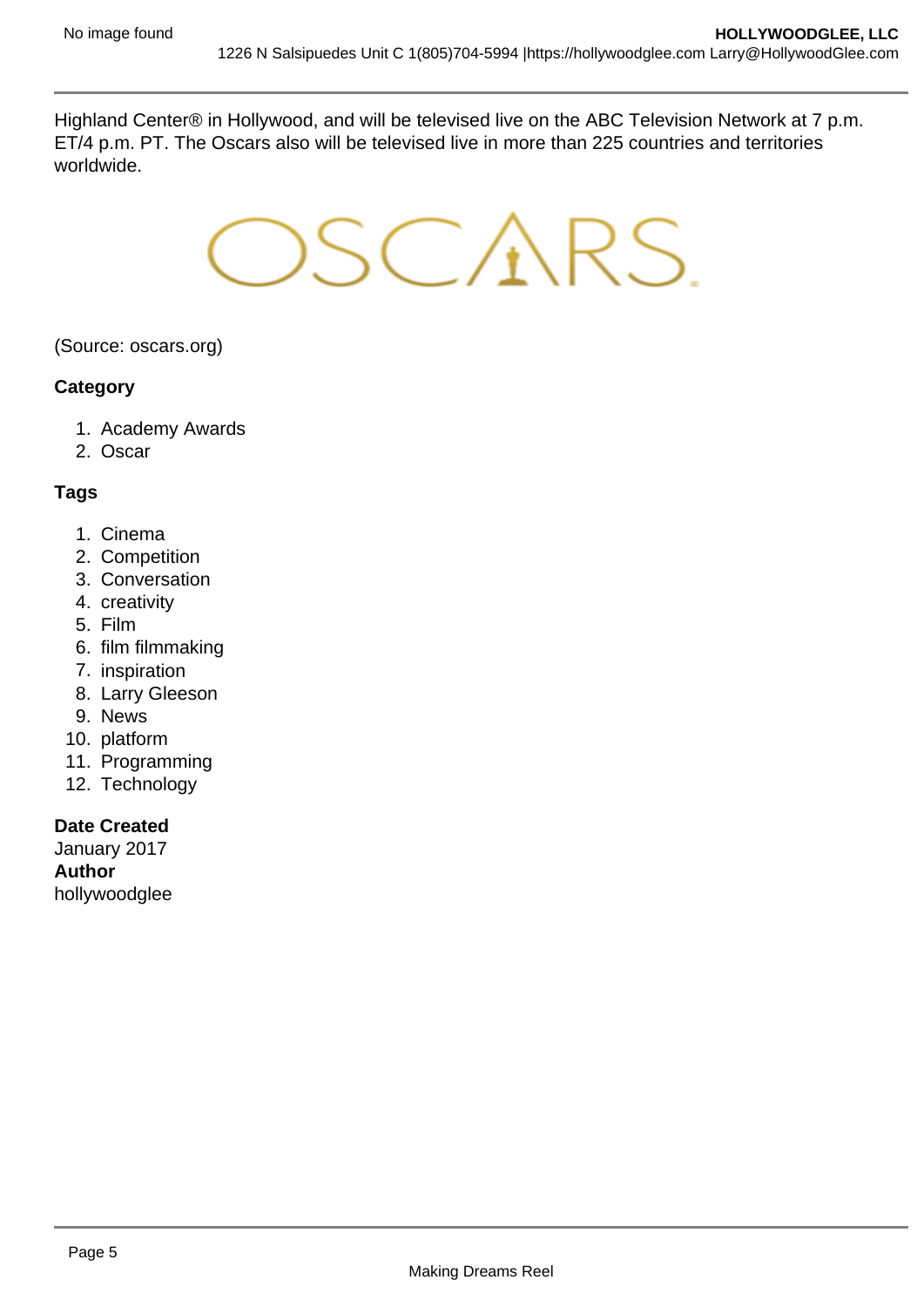Highland Center® in Hollywood, and will be televised live on the ABC Television Network at 7 p.m. ET/4 p.m. PT. The Oscars also will be televised live in more than 225 countries and territories worldwide.

(Source: oscars.org)

**Category**

1. Academy Awards
2. Oscar

**Tags**

1. Cinema
2. Competition
3. Conversation
4. creativity
5. Film
6. film filmmaking
7. inspiration
8. Larry Gleeson
9. News
10. platform
11. Programming
12. Technology

**Date Created**
January 2017
**Author**
hollywoodglee